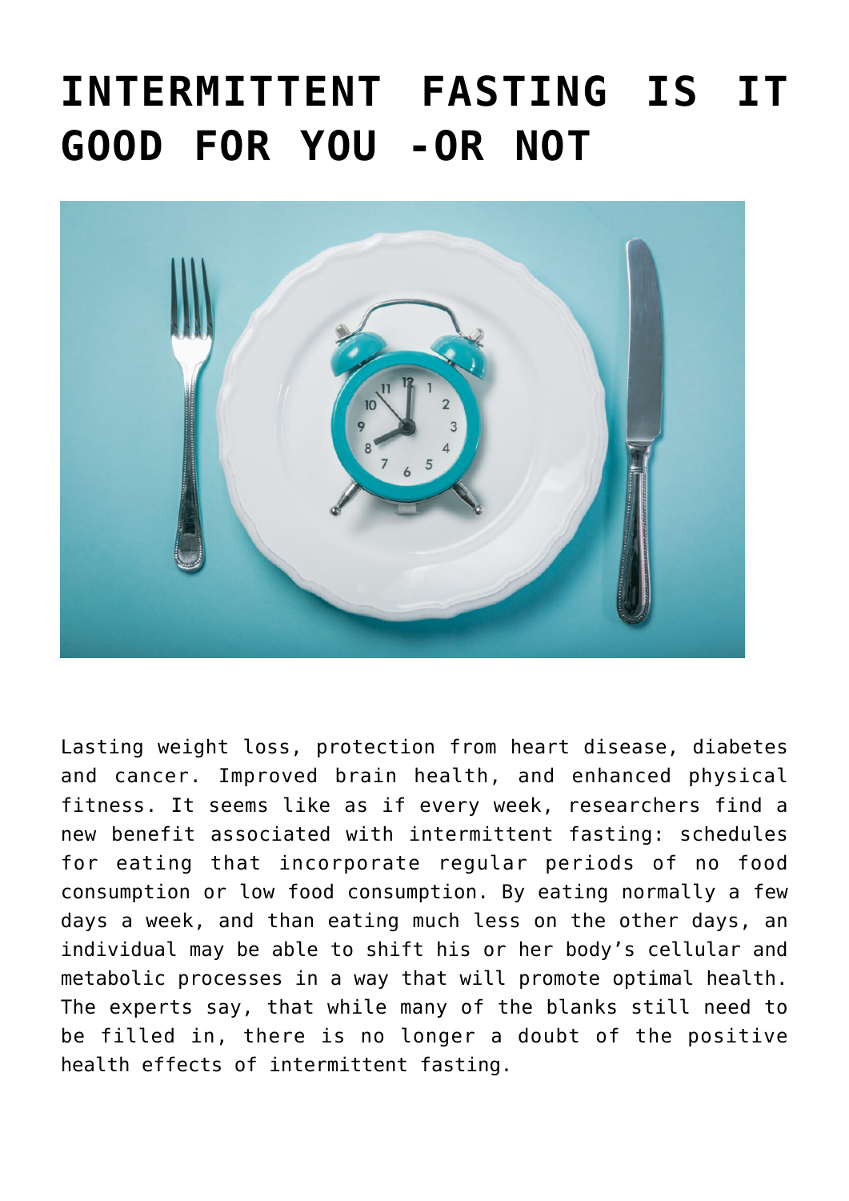# INTERMITTENT FASTING IS IT GOOD FOR YOU -OR NOT

Lasting weight loss, protection from heart disease, diabetes and cancer. Improved brain health, and enhanced physical fitness. It seems like as if every week, researchers find a new benefit associated with intermittent fasting: schedules for eating that incorporate regular periods of no food consumption or low food consumption. By eating normally a few days a week, and than eating much less on the other days, an individual may be able to shift his or her body's cellular and metabolic processes in a way that will promote optimal health. The experts say, that while many of the blanks still need to be filled in, there is no longer a doubt of the positive health effects of intermittent fasting.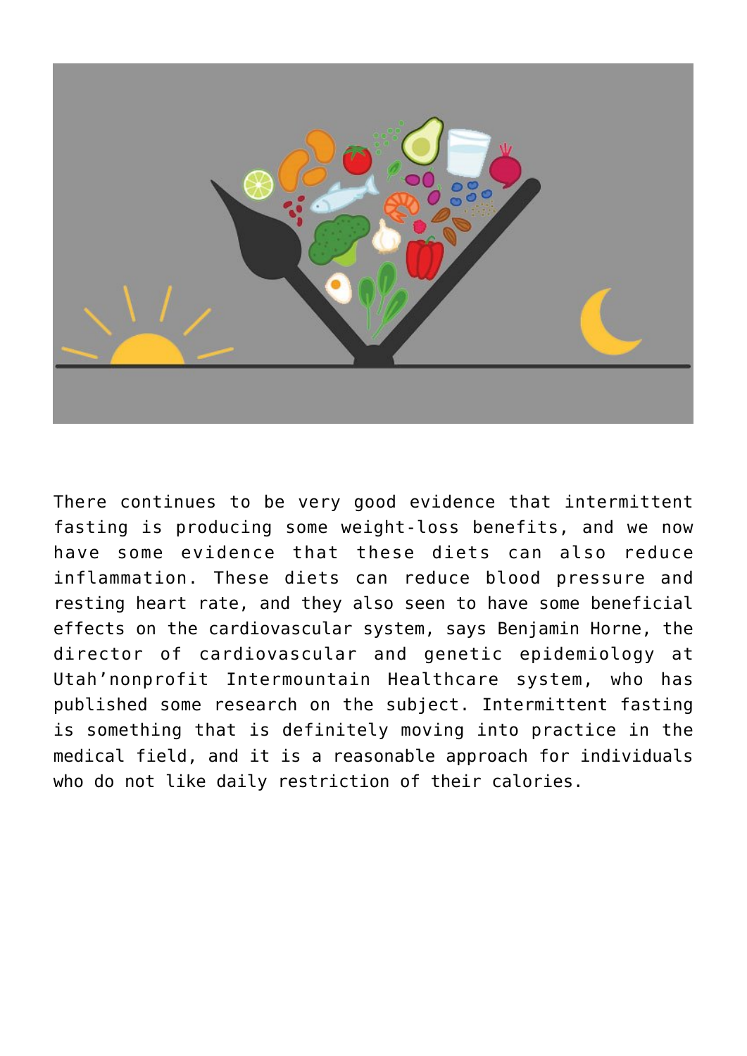There continues to be very good evidence that intermittent fasting is producing some weight-loss benefits, and we now have some evidence that these diets can also reduce inflammation. These diets can reduce blood pressure and resting heart rate, and they also seen to have some beneficial effects on the cardiovascular system, says Benjamin Horne, the director of cardiovascular and genetic epidemiology at Utah'nonprofit Intermountain Healthcare system, who has published some research on the subject. Intermittent fasting is something that is definitely moving into practice in the medical field, and it is a reasonable approach for individuals who do not like daily restriction of their calories.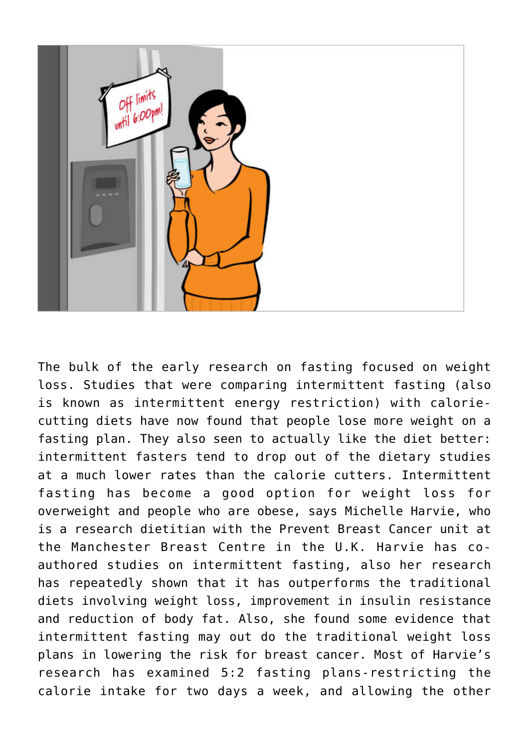The bulk of the early research on fasting focused on weight loss. Studies that were comparing intermittent fasting (also is known as intermittent energy restriction) with calorie-cutting diets have now found that people lose more weight on a fasting plan. They also seen to actually like the diet better: intermittent fasters tend to drop out of the dietary studies at a much lower rates than the calorie cutters. Intermittent fasting has become a good option for weight loss for overweight and people who are obese, says Michelle Harvie, who is a research dietitian with the Prevent Breast Cancer unit at the Manchester Breast Centre in the U.K. Harvie has co-authored studies on intermittent fasting, also her research has repeatedly shown that it has outperforms the traditional diets involving weight loss, improvement in insulin resistance and reduction of body fat. Also, she found some evidence that intermittent fasting may out do the traditional weight loss plans in lowering the risk for breast cancer. Most of Harvie's research has examined 5:2 fasting plans-restricting the calorie intake for two days a week, and allowing the other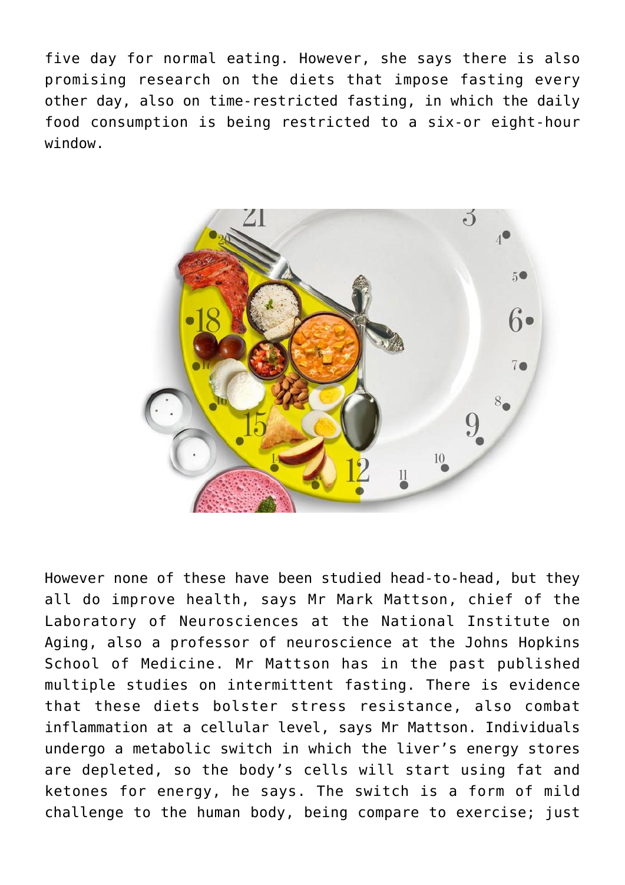five day for normal eating. However, she says there is also promising research on the diets that impose fasting every other day, also on time-restricted fasting, in which the daily food consumption is being restricted to a six-or eight-hour window.

However none of these have been studied head-to-head, but they all do improve health, says Mr Mark Mattson, chief of the Laboratory of Neurosciences at the National Institute on Aging, also a professor of neuroscience at the Johns Hopkins School of Medicine. Mr Mattson has in the past published multiple studies on intermittent fasting. There is evidence that these diets bolster stress resistance, also combat inflammation at a cellular level, says Mr Mattson. Individuals undergo a metabolic switch in which the liver's energy stores are depleted, so the body's cells will start using fat and ketones for energy, he says. The switch is a form of mild challenge to the human body, being compare to exercise; just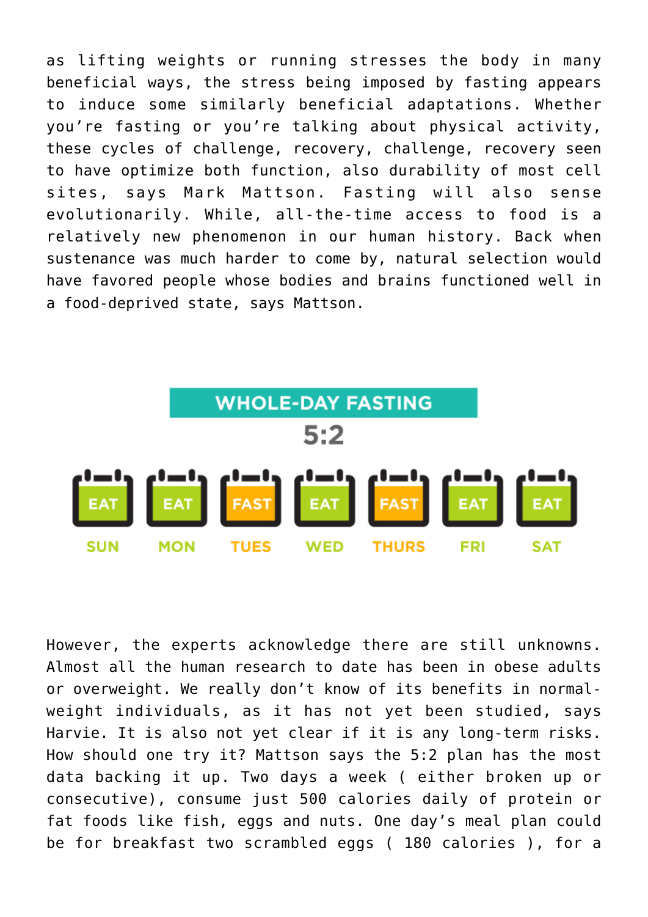as lifting weights or running stresses the body in many beneficial ways, the stress being imposed by fasting appears to induce some similarly beneficial adaptations. Whether you're fasting or you're talking about physical activity, these cycles of challenge, recovery, challenge, recovery seen to have optimize both function, also durability of most cell sites, says Mark Mattson. Fasting will also sense evolutionarily. While, all-the-time access to food is a relatively new phenomenon in our human history. Back when sustenance was much harder to come by, natural selection would have favored people whose bodies and brains functioned well in a food-deprived state, says Mattson.

**WHOLE-DAY FASTING**

**5:2**

| SUN | MON | TUES | WED | THURS | FRI | SAT |
|---|---|---|---|---|---|---|
| EAT | EAT | FAST | EAT | FAST | EAT | EAT |

However, the experts acknowledge there are still unknowns. Almost all the human research to date has been in obese adults or overweight. We really don't know of its benefits in normal-weight individuals, as it has not yet been studied, says Harvie. It is also not yet clear if it is any long-term risks. How should one try it? Mattson says the 5:2 plan has the most data backing it up. Two days a week ( either broken up or consecutive), consume just 500 calories daily of protein or fat foods like fish, eggs and nuts. One day's meal plan could be for breakfast two scrambled eggs ( 180 calories ), for a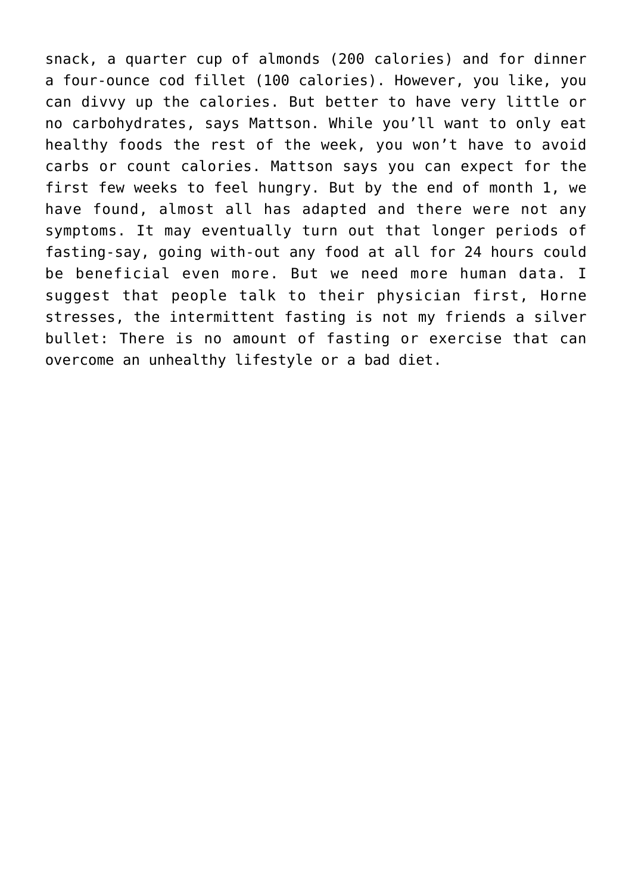snack, a quarter cup of almonds (200 calories) and for dinner a four-ounce cod fillet (100 calories). However, you like, you can divvy up the calories. But better to have very little or no carbohydrates, says Mattson. While you'll want to only eat healthy foods the rest of the week, you won't have to avoid carbs or count calories. Mattson says you can expect for the first few weeks to feel hungry. But by the end of month 1, we have found, almost all has adapted and there were not any symptoms. It may eventually turn out that longer periods of fasting-say, going with-out any food at all for 24 hours could be beneficial even more. But we need more human data. I suggest that people talk to their physician first, Horne stresses, the intermittent fasting is not my friends a silver bullet: There is no amount of fasting or exercise that can overcome an unhealthy lifestyle or a bad diet.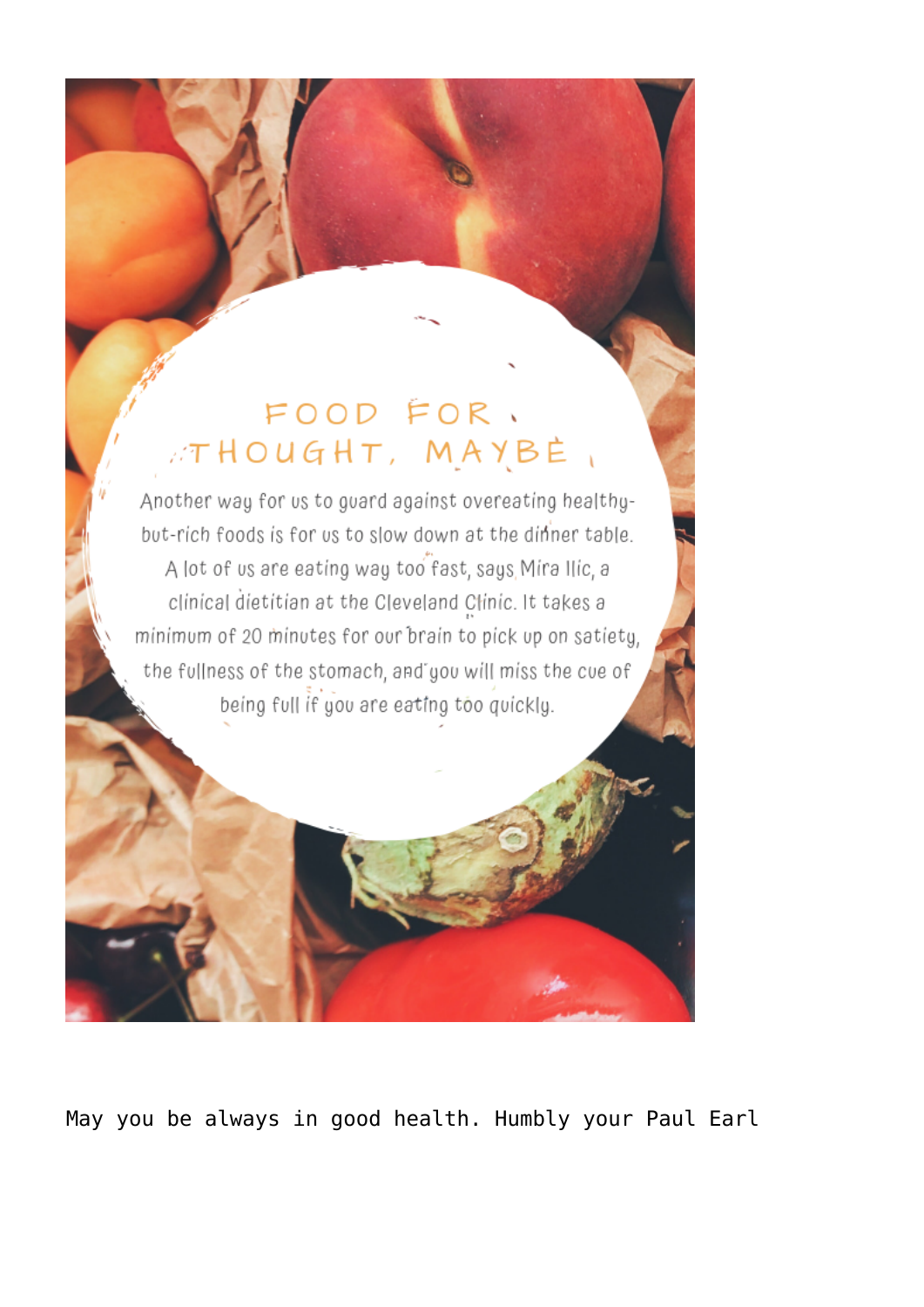## FOOD FOR THOUGHT, MAYBE

Another way for us to guard against overeating healthy-but-rich foods is for us to slow down at the dinner table. A lot of us are eating way too fast, says Mira Ilic, a clinical dietitian at the Cleveland Clinic. It takes a minimum of 20 minutes for our brain to pick up on satiety, the fullness of the stomach, and you will miss the cue of being full if you are eating too quickly.

May you be always in good health. Humbly your Paul Earl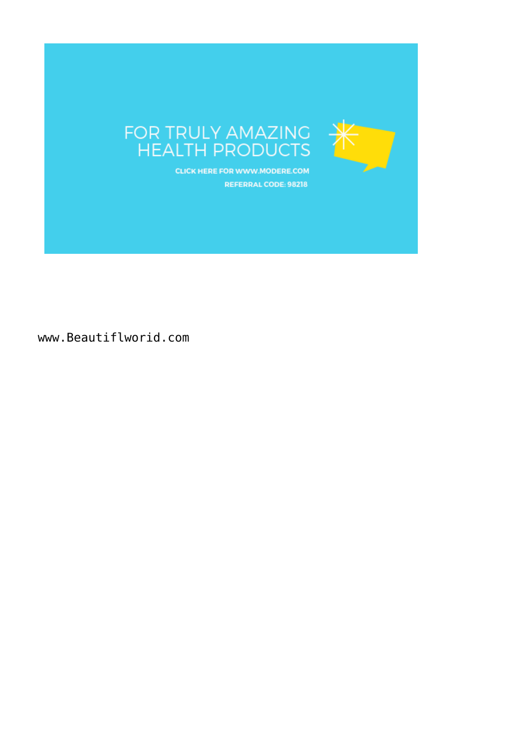FOR TRULY AMAZING HEALTH PRODUCTS

CLICK HERE FOR WWW.MODERE.COM

REFERRAL CODE: 98218

www.Beautiflworid.com